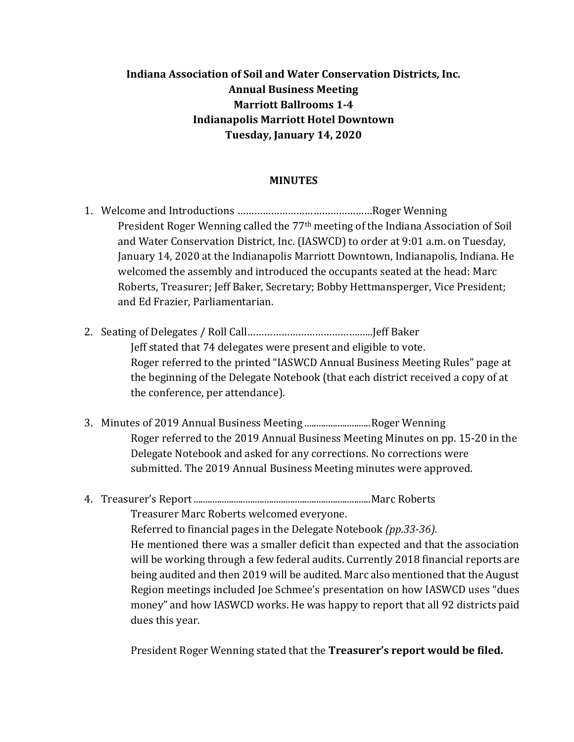**Indiana Association of Soil and Water Conservation Districts, Inc.**
**Annual Business Meeting**
**Marriott Ballrooms 1-4**
**Indianapolis Marriott Hotel Downtown**
**Tuesday, January 14, 2020**

## MINUTES

1. Welcome and Introductions ………………………………………….Roger Wenning

   President Roger Wenning called the 77th meeting of the Indiana Association of Soil and Water Conservation District, Inc. (IASWCD) to order at 9:01 a.m. on Tuesday, January 14, 2020 at the Indianapolis Marriott Downtown, Indianapolis, Indiana. He welcomed the assembly and introduced the occupants seated at the head: Marc Roberts, Treasurer; Jeff Baker, Secretary; Bobby Hettmansperger, Vice President; and Ed Frazier, Parliamentarian.

2. Seating of Delegates / Roll Call……………………………………..Jeff Baker

   Jeff stated that 74 delegates were present and eligible to vote.

   Roger referred to the printed "IASWCD Annual Business Meeting Rules" page at the beginning of the Delegate Notebook (that each district received a copy of at the conference, per attendance).

3. Minutes of 2019 Annual Business Meeting ...........................Roger Wenning

   Roger referred to the 2019 Annual Business Meeting Minutes on pp. 15-20 in the Delegate Notebook and asked for any corrections. No corrections were submitted. The 2019 Annual Business Meeting minutes were approved.

4. Treasurer's Report.........................................................................Marc Roberts

   Treasurer Marc Roberts welcomed everyone.

   Referred to financial pages in the Delegate Notebook *(pp.33-36).*

   He mentioned there was a smaller deficit than expected and that the association will be working through a few federal audits. Currently 2018 financial reports are being audited and then 2019 will be audited. Marc also mentioned that the August Region meetings included Joe Schmee's presentation on how IASWCD uses "dues money" and how IASWCD works. He was happy to report that all 92 districts paid dues this year.

   President Roger Wenning stated that the **Treasurer's report would be filed.**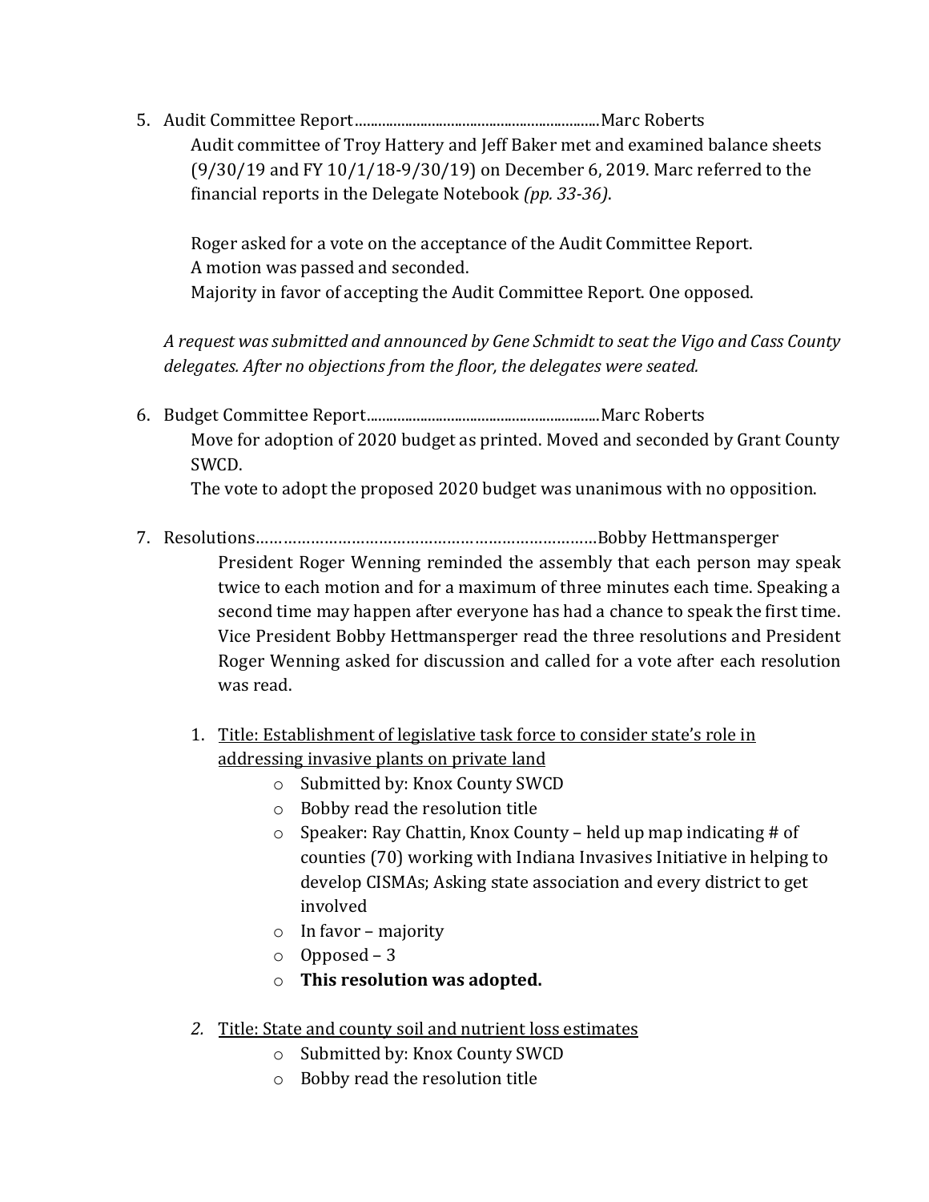5. Audit Committee Report……………………………………………………Marc Roberts

   Audit committee of Troy Hattery and Jeff Baker met and examined balance sheets (9/30/19 and FY 10/1/18-9/30/19) on December 6, 2019. Marc referred to the financial reports in the Delegate Notebook *(pp. 33-36)*.

   Roger asked for a vote on the acceptance of the Audit Committee Report.
   A motion was passed and seconded.
   Majority in favor of accepting the Audit Committee Report. One opposed.

   *A request was submitted and announced by Gene Schmidt to seat the Vigo and Cass County delegates. After no objections from the floor, the delegates were seated.*

6. Budget Committee Report……………………………………………………Marc Roberts

   Move for adoption of 2020 budget as printed. Moved and seconded by Grant County SWCD.
   The vote to adopt the proposed 2020 budget was unanimous with no opposition.

7. Resolutions……………………………………………………………………Bobby Hettmansperger

   President Roger Wenning reminded the assembly that each person may speak twice to each motion and for a maximum of three minutes each time. Speaking a second time may happen after everyone has had a chance to speak the first time. Vice President Bobby Hettmansperger read the three resolutions and President Roger Wenning asked for discussion and called for a vote after each resolution was read.

   1. Title: Establishment of legislative task force to consider state's role in addressing invasive plants on private land
      - Submitted by: Knox County SWCD
      - Bobby read the resolution title
      - Speaker: Ray Chattin, Knox County – held up map indicating # of counties (70) working with Indiana Invasives Initiative in helping to develop CISMAs; Asking state association and every district to get involved
      - In favor – majority
      - Opposed – 3
      - **This resolution was adopted.**

   2. Title: State and county soil and nutrient loss estimates
      - Submitted by: Knox County SWCD
      - Bobby read the resolution title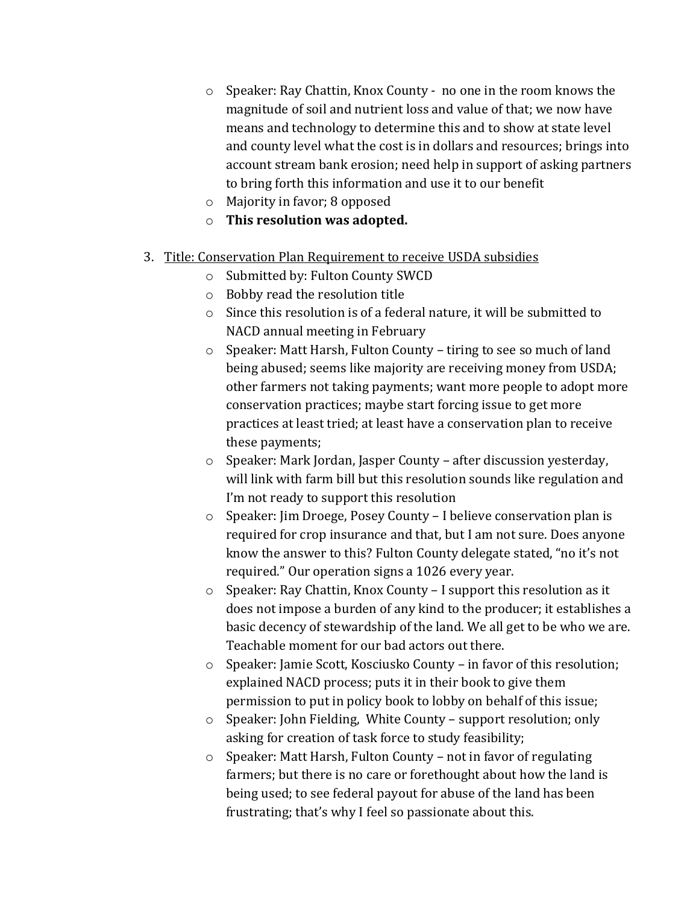- Speaker: Ray Chattin, Knox County - no one in the room knows the magnitude of soil and nutrient loss and value of that; we now have means and technology to determine this and to show at state level and county level what the cost is in dollars and resources; brings into account stream bank erosion; need help in support of asking partners to bring forth this information and use it to our benefit
- Majority in favor; 8 opposed
- **This resolution was adopted.**

3. Title: Conservation Plan Requirement to receive USDA subsidies
    - Submitted by: Fulton County SWCD
    - Bobby read the resolution title
    - Since this resolution is of a federal nature, it will be submitted to NACD annual meeting in February
    - Speaker: Matt Harsh, Fulton County – tiring to see so much of land being abused; seems like majority are receiving money from USDA; other farmers not taking payments; want more people to adopt more conservation practices; maybe start forcing issue to get more practices at least tried; at least have a conservation plan to receive these payments;
    - Speaker: Mark Jordan, Jasper County – after discussion yesterday, will link with farm bill but this resolution sounds like regulation and I'm not ready to support this resolution
    - Speaker: Jim Droege, Posey County – I believe conservation plan is required for crop insurance and that, but I am not sure. Does anyone know the answer to this? Fulton County delegate stated, "no it's not required." Our operation signs a 1026 every year.
    - Speaker: Ray Chattin, Knox County – I support this resolution as it does not impose a burden of any kind to the producer; it establishes a basic decency of stewardship of the land. We all get to be who we are. Teachable moment for our bad actors out there.
    - Speaker: Jamie Scott, Kosciusko County – in favor of this resolution; explained NACD process; puts it in their book to give them permission to put in policy book to lobby on behalf of this issue;
    - Speaker: John Fielding, White County – support resolution; only asking for creation of task force to study feasibility;
    - Speaker: Matt Harsh, Fulton County – not in favor of regulating farmers; but there is no care or forethought about how the land is being used; to see federal payout for abuse of the land has been frustrating; that's why I feel so passionate about this.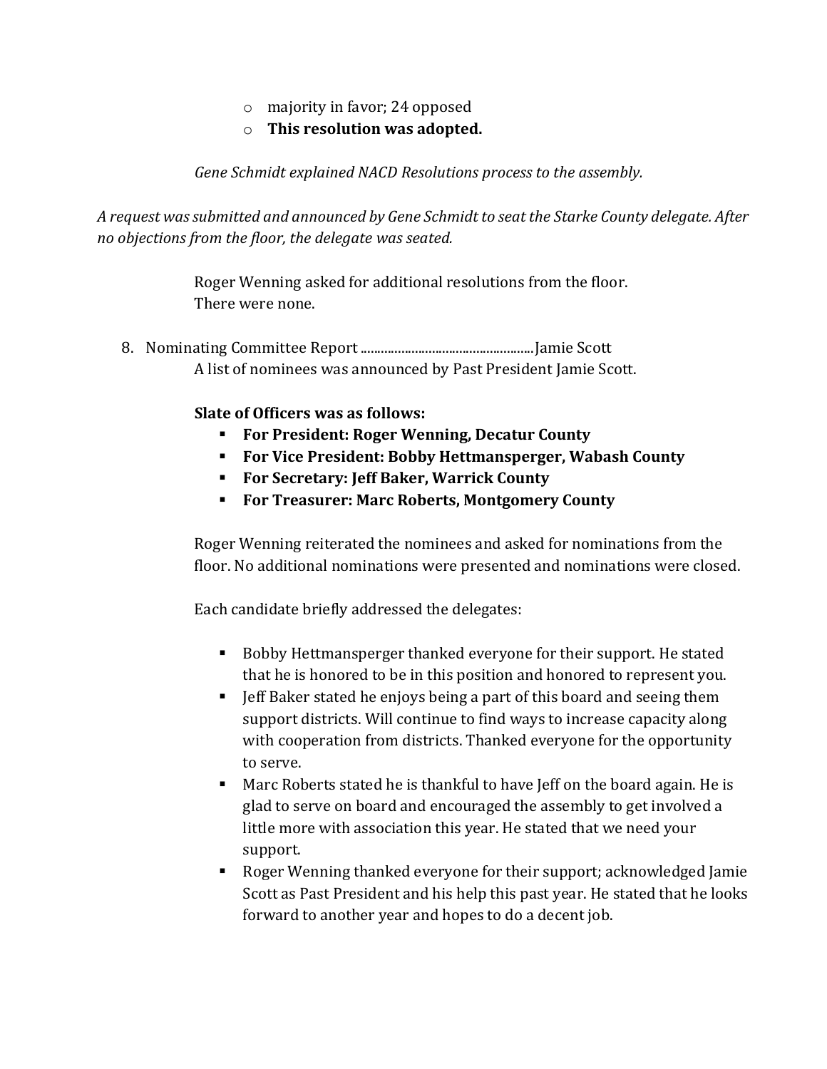- majority in favor; 24 opposed
- **This resolution was adopted.**

*Gene Schmidt explained NACD Resolutions process to the assembly.*

*A request was submitted and announced by Gene Schmidt to seat the Starke County delegate. After no objections from the floor, the delegate was seated.*

Roger Wenning asked for additional resolutions from the floor.
There were none.

8. Nominating Committee Report ..................................................Jamie Scott

   A list of nominees was announced by Past President Jamie Scott.

   **Slate of Officers was as follows:**

   - **For President: Roger Wenning, Decatur County**
   - **For Vice President: Bobby Hettmansperger, Wabash County**
   - **For Secretary: Jeff Baker, Warrick County**
   - **For Treasurer: Marc Roberts, Montgomery County**

   Roger Wenning reiterated the nominees and asked for nominations from the floor. No additional nominations were presented and nominations were closed.

   Each candidate briefly addressed the delegates:

   - Bobby Hettmansperger thanked everyone for their support. He stated that he is honored to be in this position and honored to represent you.
   - Jeff Baker stated he enjoys being a part of this board and seeing them support districts. Will continue to find ways to increase capacity along with cooperation from districts. Thanked everyone for the opportunity to serve.
   - Marc Roberts stated he is thankful to have Jeff on the board again. He is glad to serve on board and encouraged the assembly to get involved a little more with association this year. He stated that we need your support.
   - Roger Wenning thanked everyone for their support; acknowledged Jamie Scott as Past President and his help this past year. He stated that he looks forward to another year and hopes to do a decent job.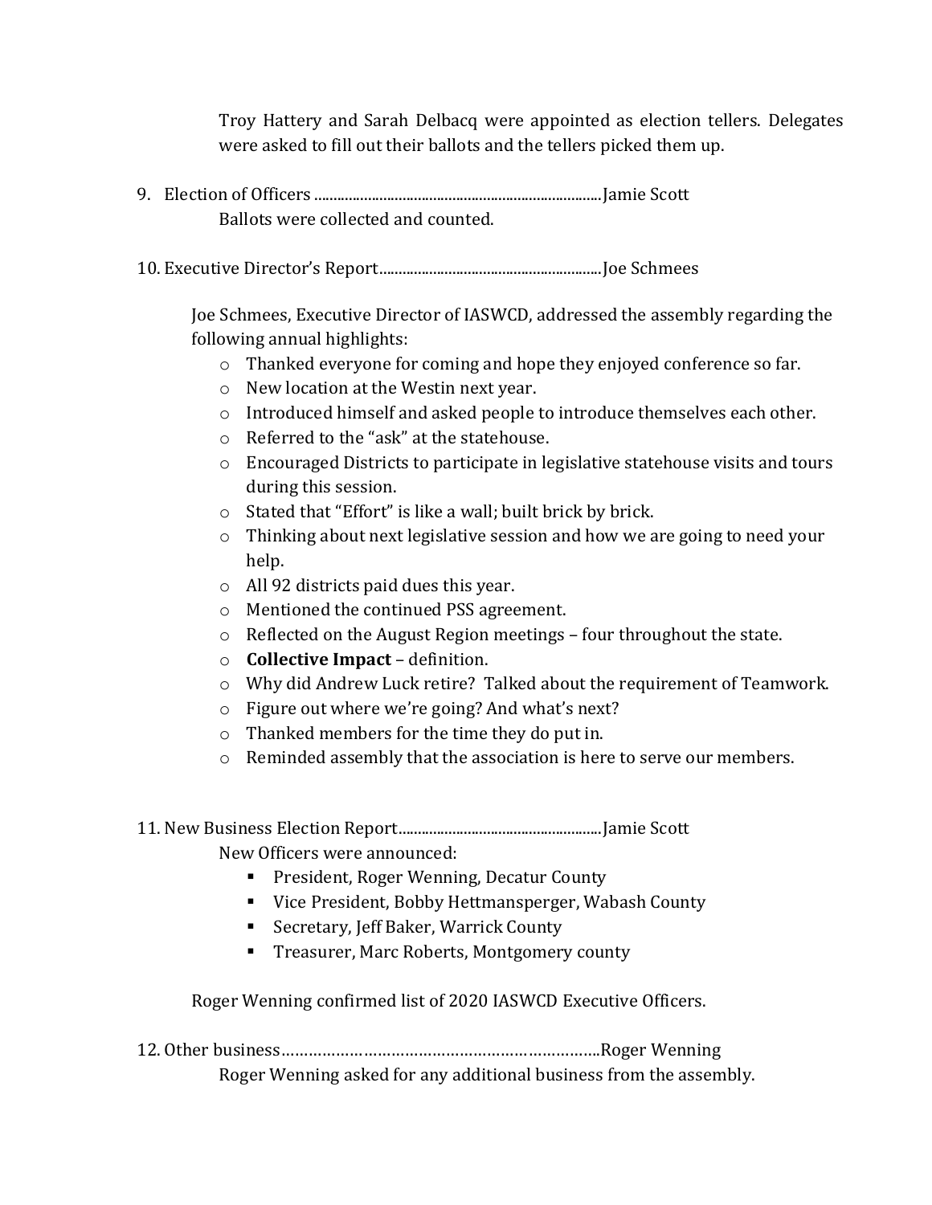Troy Hattery and Sarah Delbacq were appointed as election tellers. Delegates were asked to fill out their ballots and the tellers picked them up.

9. Election of Officers ..........................................................................Jamie Scott

   Ballots were collected and counted.

10. Executive Director's Report.........................................................Joe Schmees

   Joe Schmees, Executive Director of IASWCD, addressed the assembly regarding the following annual highlights:

   - Thanked everyone for coming and hope they enjoyed conference so far.
   - New location at the Westin next year.
   - Introduced himself and asked people to introduce themselves each other.
   - Referred to the "ask" at the statehouse.
   - Encouraged Districts to participate in legislative statehouse visits and tours during this session.
   - Stated that "Effort" is like a wall; built brick by brick.
   - Thinking about next legislative session and how we are going to need your help.
   - All 92 districts paid dues this year.
   - Mentioned the continued PSS agreement.
   - Reflected on the August Region meetings – four throughout the state.
   - **Collective Impact** – definition.
   - Why did Andrew Luck retire? Talked about the requirement of Teamwork.
   - Figure out where we're going? And what's next?
   - Thanked members for the time they do put in.
   - Reminded assembly that the association is here to serve our members.

11. New Business Election Report.....................................................Jamie Scott

   New Officers were announced:

   - President, Roger Wenning, Decatur County
   - Vice President, Bobby Hettmansperger, Wabash County
   - Secretary, Jeff Baker, Warrick County
   - Treasurer, Marc Roberts, Montgomery county

   Roger Wenning confirmed list of 2020 IASWCD Executive Officers.

12. Other business……………………………………………………………..Roger Wenning

   Roger Wenning asked for any additional business from the assembly.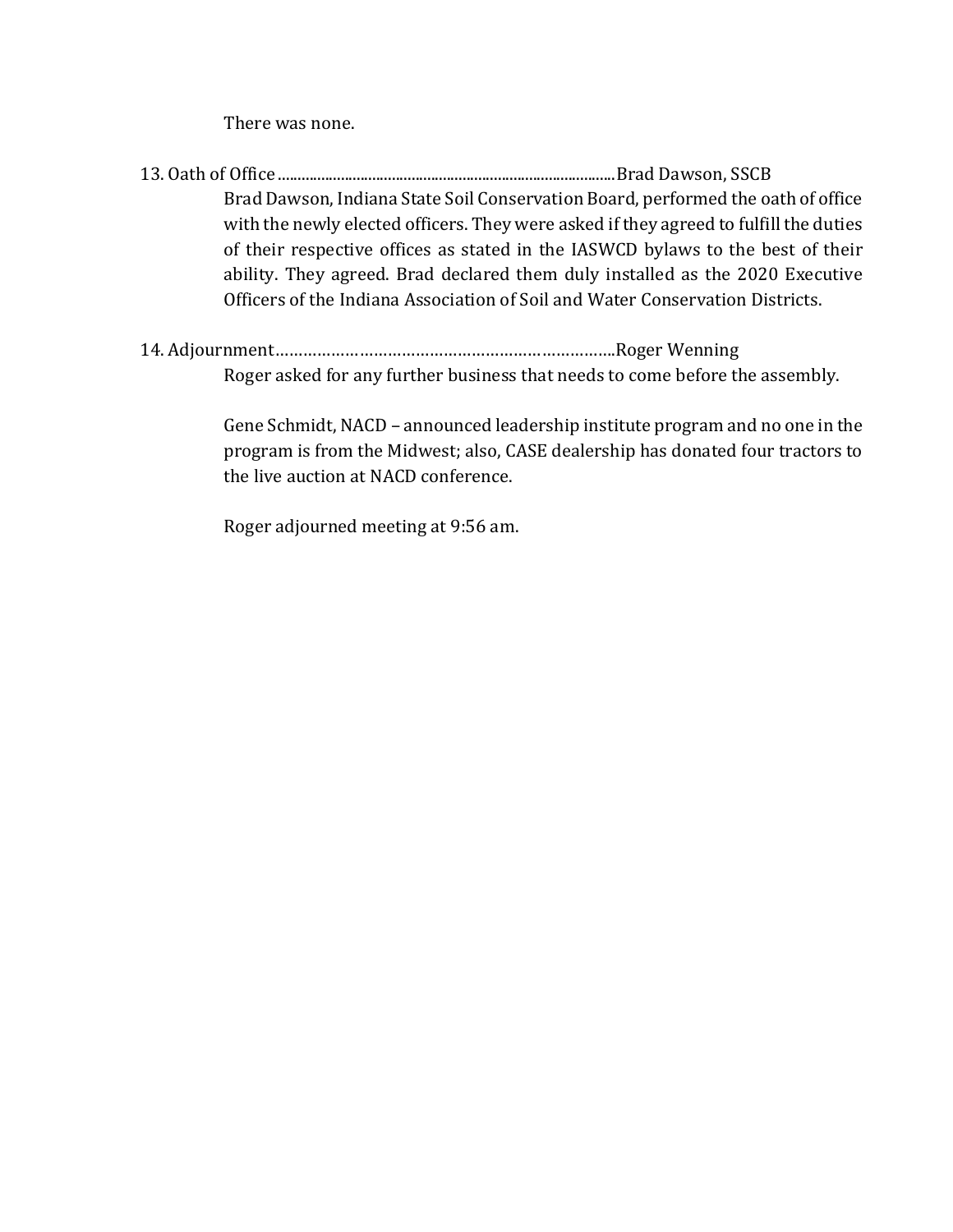There was none.

13. Oath of Office....................................................................................Brad Dawson, SSCB

Brad Dawson, Indiana State Soil Conservation Board, performed the oath of office with the newly elected officers. They were asked if they agreed to fulfill the duties of their respective offices as stated in the IASWCD bylaws to the best of their ability. They agreed. Brad declared them duly installed as the 2020 Executive Officers of the Indiana Association of Soil and Water Conservation Districts.

14. Adjournment…………………………………………………………………Roger Wenning

Roger asked for any further business that needs to come before the assembly.

Gene Schmidt, NACD – announced leadership institute program and no one in the program is from the Midwest; also, CASE dealership has donated four tractors to the live auction at NACD conference.

Roger adjourned meeting at 9:56 am.